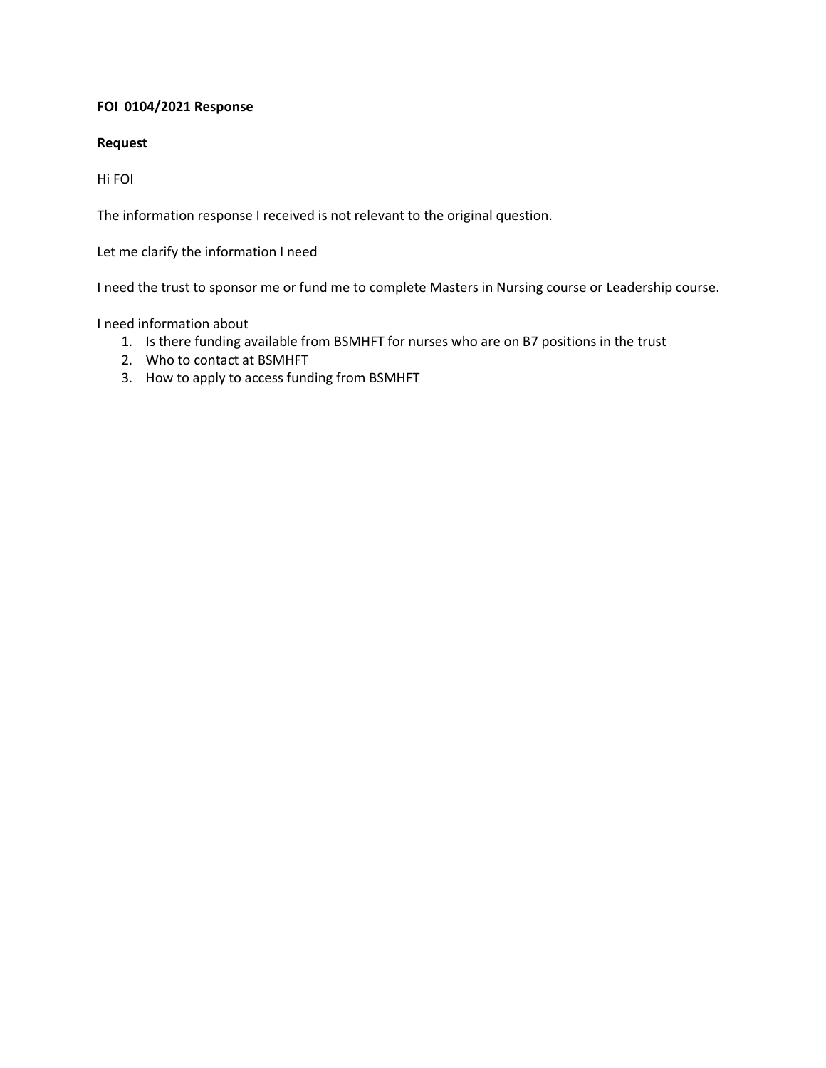**FOI 0104/2021 Response**

**Request**

Hi FOI

The information response I received is not relevant to the original question.

Let me clarify the information I need

I need the trust to sponsor me or fund me to complete Masters in Nursing course or Leadership course.

I need information about

1. Is there funding available from BSMHFT for nurses who are on B7 positions in the trust
2. Who to contact at BSMHFT
3. How to apply to access funding from BSMHFT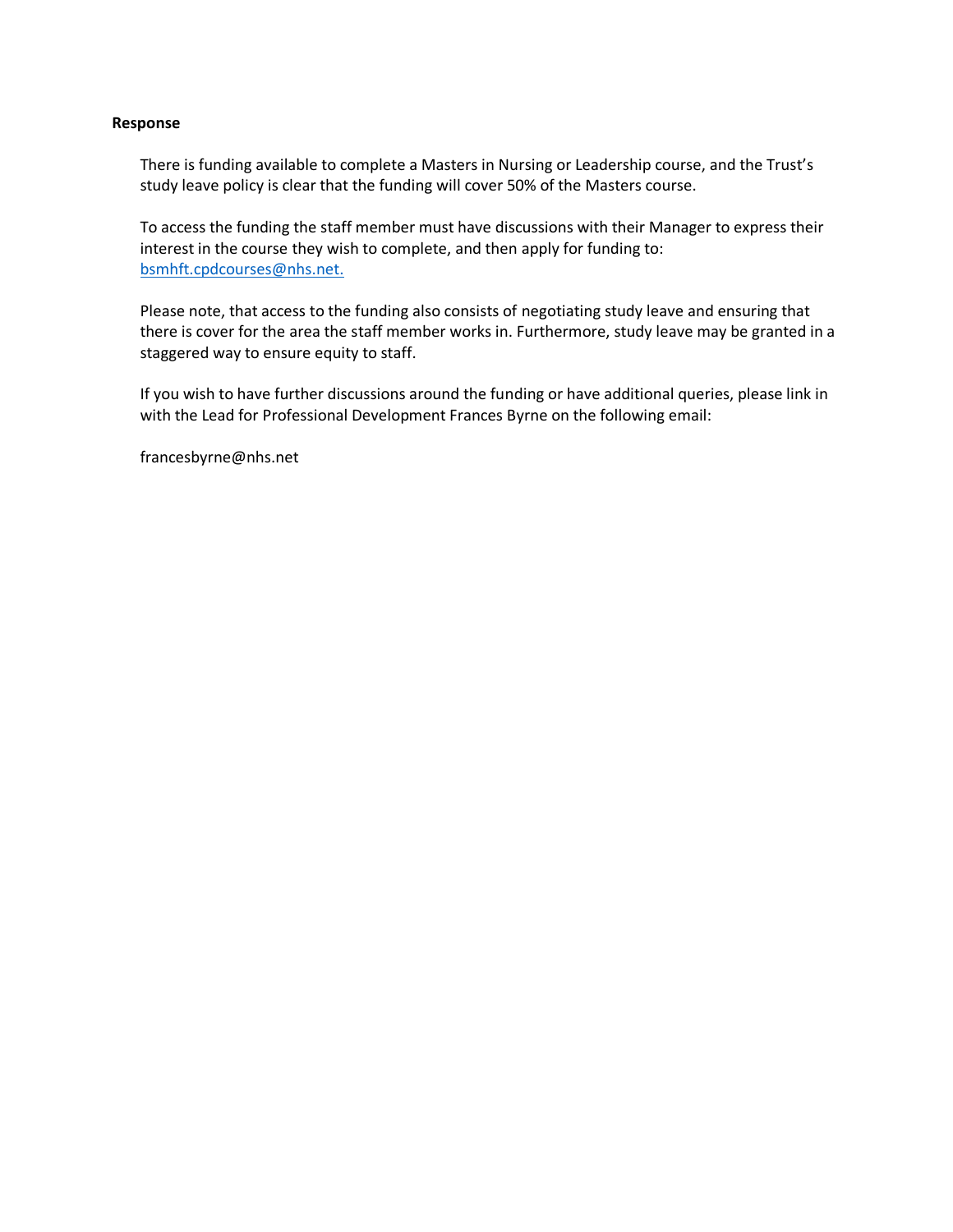**Response**

There is funding available to complete a Masters in Nursing or Leadership course, and the Trust's study leave policy is clear that the funding will cover 50% of the Masters course.

To access the funding the staff member must have discussions with their Manager to express their interest in the course they wish to complete, and then apply for funding to: bsmhft.cpdcourses@nhs.net.

Please note, that access to the funding also consists of negotiating study leave and ensuring that there is cover for the area the staff member works in. Furthermore, study leave may be granted in a staggered way to ensure equity to staff.

If you wish to have further discussions around the funding or have additional queries, please link in with the Lead for Professional Development Frances Byrne on the following email:

francesbyrne@nhs.net